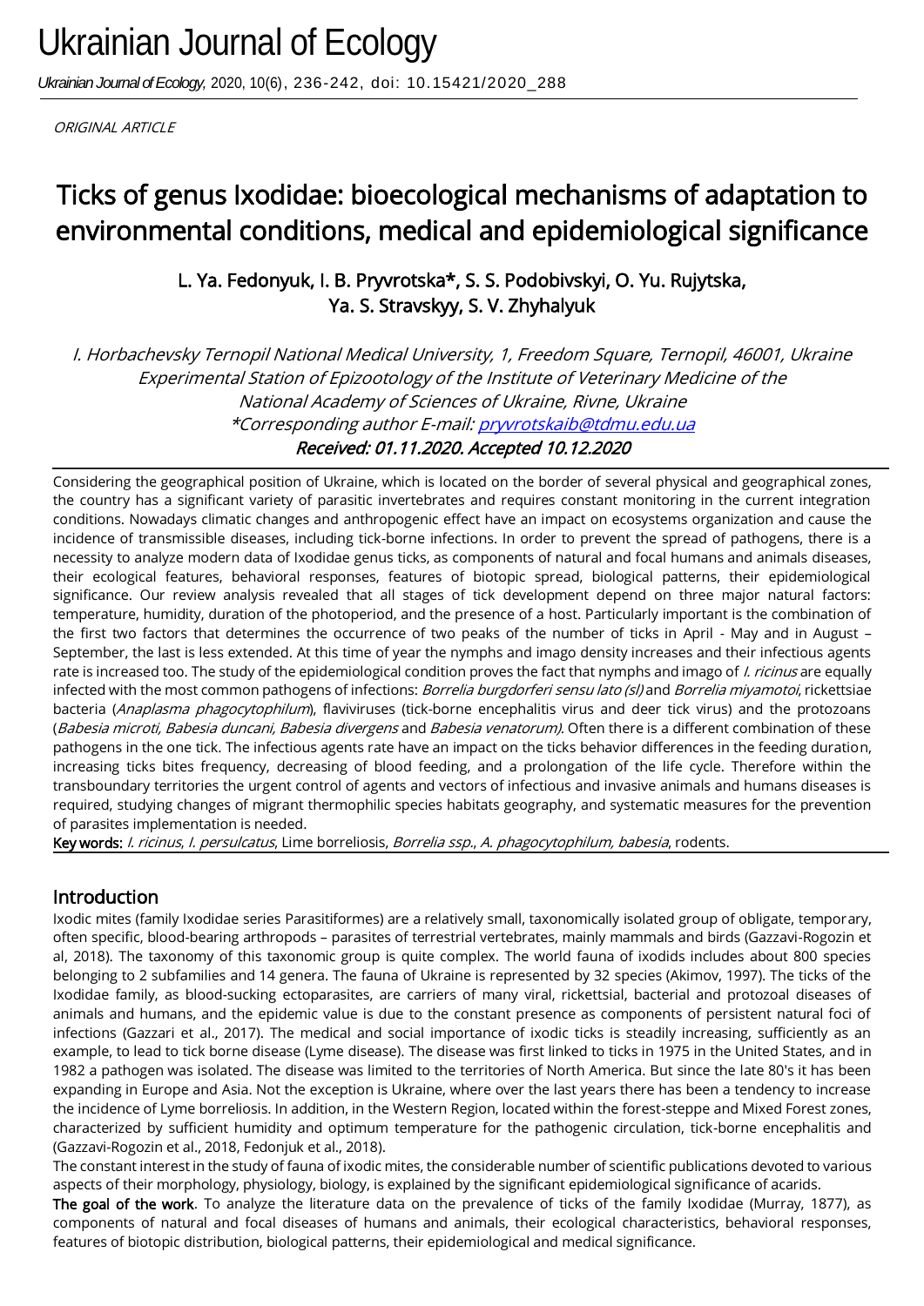ORIGINAL ARTICLE

# Ticks of genus Ixodidae: bioecological mechanisms of adaptation to environmental conditions, medical and epidemiological significance

**L. Ya. Fedonyuk, I. B. Pryvrotska*, S. S. Podobivskyi, O. Yu. Rujytska, Ya. S. Stravskyy, S. V. Zhyhalyuk**

*I. Horbachevsky Ternopil National Medical University, 1, Freedom Square, Ternopil, 46001, Ukraine*
*Experimental Station of Epizootology of the Institute of Veterinary Medicine of the National Academy of Sciences of Ukraine, Rivne, Ukraine*
*\*Corresponding author E-mail: pryvrotskaib@tdmu.edu.ua*
*Received: 01.11.2020. Accepted 10.12.2020*

Considering the geographical position of Ukraine, which is located on the border of several physical and geographical zones, the country has a significant variety of parasitic invertebrates and requires constant monitoring in the current integration conditions. Nowadays climatic changes and anthropogenic effect have an impact on ecosystems organization and cause the incidence of transmissible diseases, including tick-borne infections. In order to prevent the spread of pathogens, there is a necessity to analyze modern data of Ixodidae genus ticks, as components of natural and focal humans and animals diseases, their ecological features, behavioral responses, features of biotopic spread, biological patterns, their epidemiological significance. Our review analysis revealed that all stages of tick development depend on three major natural factors: temperature, humidity, duration of the photoperiod, and the presence of a host. Particularly important is the combination of the first two factors that determines the occurrence of two peaks of the number of ticks in April - May and in August – September, the last is less extended. At this time of year the nymphs and imago density increases and their infectious agents rate is increased too. The study of the epidemiological condition proves the fact that nymphs and imago of *I. ricinus* are equally infected with the most common pathogens of infections: *Borrelia burgdorferi sensu lato (sl)* and *Borrelia miyamotoi*, rickettsiae bacteria (*Anaplasma phagocytophilum*), flaviviruses (tick-borne encephalitis virus and deer tick virus) and the protozoans (*Babesia microti, Babesia duncani, Babesia divergens* and *Babesia venatorum).* Often there is a different combination of these pathogens in the one tick. The infectious agents rate have an impact on the ticks behavior differences in the feeding duration, increasing ticks bites frequency, decreasing of blood feeding, and a prolongation of the life cycle. Therefore within the transboundary territories the urgent control of agents and vectors of infectious and invasive animals and humans diseases is required, studying changes of migrant thermophilic species habitats geography, and systematic measures for the prevention of parasites implementation is needed.

**Key words:** *I. ricinus*, *I. persulcatus*, Lime borreliosis, *Borrelia ssp., A. phagocytophilum, babesia*, rodents.

## Introduction

Ixodic mites (family Ixodidae series Parasitiformes) are a relatively small, taxonomically isolated group of obligate, temporary, often specific, blood-bearing arthropods – parasites of terrestrial vertebrates, mainly mammals and birds (Gazzavi-Rogozin et al, 2018). The taxonomy of this taxonomic group is quite complex. The world fauna of ixodids includes about 800 species belonging to 2 subfamilies and 14 genera. The fauna of Ukraine is represented by 32 species (Akimov, 1997). The ticks of the Ixodidae family, as blood-sucking ectoparasites, are carriers of many viral, rickettsial, bacterial and protozoal diseases of animals and humans, and the epidemic value is due to the constant presence as components of persistent natural foci of infections (Gazzari et al., 2017). The medical and social importance of ixodic ticks is steadily increasing, sufficiently as an example, to lead to tick borne disease (Lyme disease). The disease was first linked to ticks in 1975 in the United States, and in 1982 a pathogen was isolated. The disease was limited to the territories of North America. But since the late 80's it has been expanding in Europe and Asia. Not the exception is Ukraine, where over the last years there has been a tendency to increase the incidence of Lyme borreliosis. In addition, in the Western Region, located within the forest-steppe and Mixed Forest zones, characterized by sufficient humidity and optimum temperature for the pathogenic circulation, tick-borne encephalitis and (Gazzavi-Rogozin et al., 2018, Fedonjuk et al., 2018).

The constant interest in the study of fauna of ixodic mites, the considerable number of scientific publications devoted to various aspects of their morphology, physiology, biology, is explained by the significant epidemiological significance of acarids.

**The goal of the work**. To analyze the literature data on the prevalence of ticks of the family Ixodidae (Murray, 1877), as components of natural and focal diseases of humans and animals, their ecological characteristics, behavioral responses, features of biotopic distribution, biological patterns, their epidemiological and medical significance.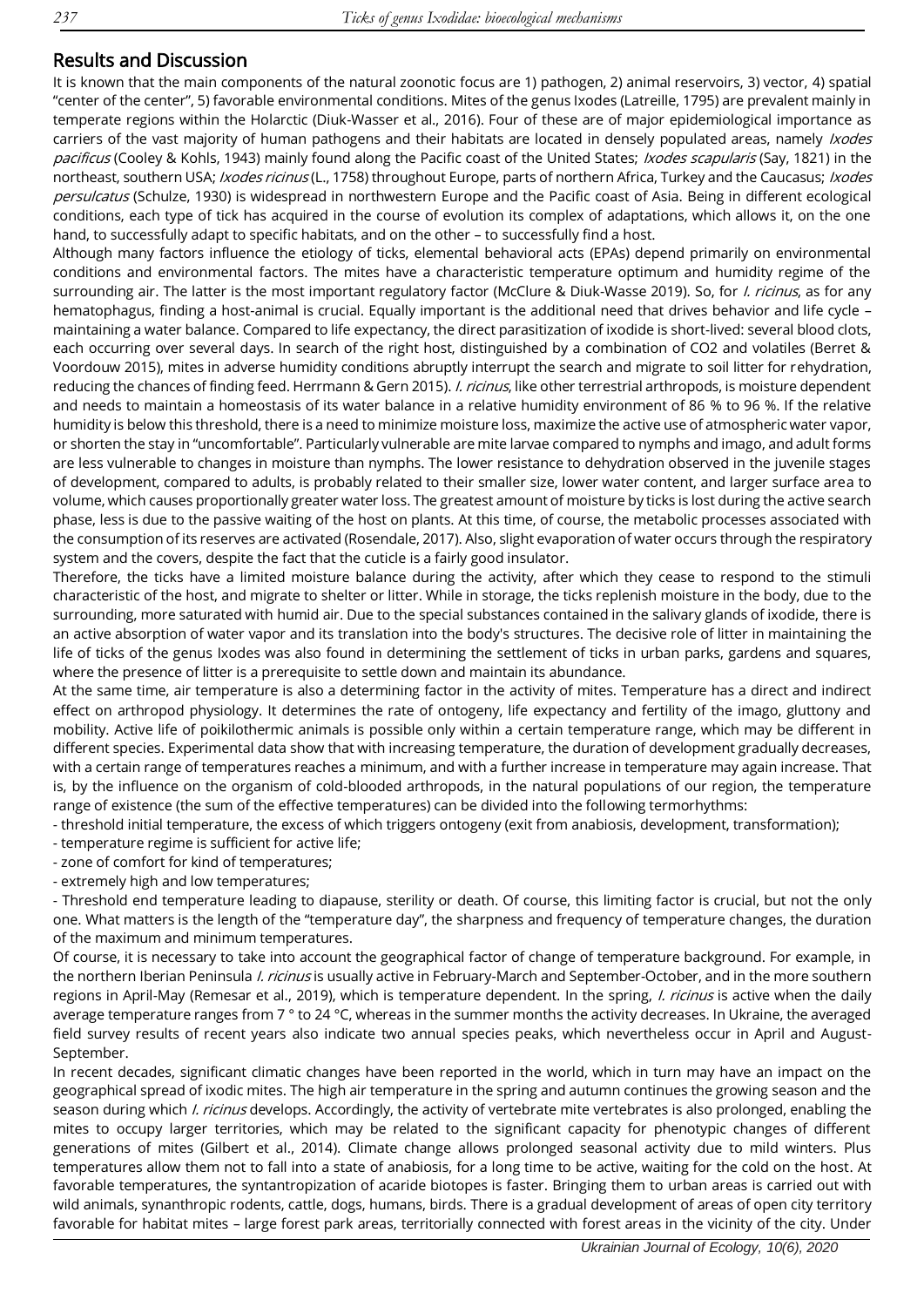## Results and Discussion

It is known that the main components of the natural zoonotic focus are 1) pathogen, 2) animal reservoirs, 3) vector, 4) spatial "center of the center", 5) favorable environmental conditions. Mites of the genus Ixodes (Latreille, 1795) are prevalent mainly in temperate regions within the Holarctic (Diuk-Wasser et al., 2016). Four of these are of major epidemiological importance as carriers of the vast majority of human pathogens and their habitats are located in densely populated areas, namely *Ixodes pacificus* (Cooley & Kohls, 1943) mainly found along the Pacific coast of the United States; *Ixodes scapularis* (Say, 1821) in the northeast, southern USA; *Ixodes ricinus* (L., 1758) throughout Europe, parts of northern Africa, Turkey and the Caucasus; *Ixodes persulcatus* (Schulze, 1930) is widespread in northwestern Europe and the Pacific coast of Asia. Being in different ecological conditions, each type of tick has acquired in the course of evolution its complex of adaptations, which allows it, on the one hand, to successfully adapt to specific habitats, and on the other – to successfully find a host.

Although many factors influence the etiology of ticks, elemental behavioral acts (EPAs) depend primarily on environmental conditions and environmental factors. The mites have a characteristic temperature optimum and humidity regime of the surrounding air. The latter is the most important regulatory factor (McClure & Diuk-Wasse 2019). So, for *I. ricinus*, as for any hematophagus, finding a host-animal is crucial. Equally important is the additional need that drives behavior and life cycle – maintaining a water balance. Compared to life expectancy, the direct parasitization of ixodide is short-lived: several blood clots, each occurring over several days. In search of the right host, distinguished by a combination of CO2 and volatiles (Berret & Voordouw 2015), mites in adverse humidity conditions abruptly interrupt the search and migrate to soil litter for rehydration, reducing the chances of finding feed. Herrmann & Gern 2015). *I. ricinus*, like other terrestrial arthropods, is moisture dependent and needs to maintain a homeostasis of its water balance in a relative humidity environment of 86 % to 96 %. If the relative humidity is below this threshold, there is a need to minimize moisture loss, maximize the active use of atmospheric water vapor, or shorten the stay in "uncomfortable". Particularly vulnerable are mite larvae compared to nymphs and imago, and adult forms are less vulnerable to changes in moisture than nymphs. The lower resistance to dehydration observed in the juvenile stages of development, compared to adults, is probably related to their smaller size, lower water content, and larger surface area to volume, which causes proportionally greater water loss. The greatest amount of moisture by ticks is lost during the active search phase, less is due to the passive waiting of the host on plants. At this time, of course, the metabolic processes associated with the consumption of its reserves are activated (Rosendale, 2017). Also, slight evaporation of water occurs through the respiratory system and the covers, despite the fact that the cuticle is a fairly good insulator.

Therefore, the ticks have a limited moisture balance during the activity, after which they cease to respond to the stimuli characteristic of the host, and migrate to shelter or litter. While in storage, the ticks replenish moisture in the body, due to the surrounding, more saturated with humid air. Due to the special substances contained in the salivary glands of ixodide, there is an active absorption of water vapor and its translation into the body's structures. The decisive role of litter in maintaining the life of ticks of the genus Ixodes was also found in determining the settlement of ticks in urban parks, gardens and squares, where the presence of litter is a prerequisite to settle down and maintain its abundance.

At the same time, air temperature is also a determining factor in the activity of mites. Temperature has a direct and indirect effect on arthropod physiology. It determines the rate of ontogeny, life expectancy and fertility of the imago, gluttony and mobility. Active life of poikilothermic animals is possible only within a certain temperature range, which may be different in different species. Experimental data show that with increasing temperature, the duration of development gradually decreases, with a certain range of temperatures reaches a minimum, and with a further increase in temperature may again increase. That is, by the influence on the organism of cold-blooded arthropods, in the natural populations of our region, the temperature range of existence (the sum of the effective temperatures) can be divided into the following termorhythms:

- threshold initial temperature, the excess of which triggers ontogeny (exit from anabiosis, development, transformation);
- temperature regime is sufficient for active life;
- zone of comfort for kind of temperatures;
- extremely high and low temperatures;
- Threshold end temperature leading to diapause, sterility or death. Of course, this limiting factor is crucial, but not the only one. What matters is the length of the "temperature day", the sharpness and frequency of temperature changes, the duration of the maximum and minimum temperatures.

Of course, it is necessary to take into account the geographical factor of change of temperature background. For example, in the northern Iberian Peninsula *I. ricinus* is usually active in February-March and September-October, and in the more southern regions in April-May (Remesar et al., 2019), which is temperature dependent. In the spring, *I. ricinus* is active when the daily average temperature ranges from 7 ° to 24 °C, whereas in the summer months the activity decreases. In Ukraine, the averaged field survey results of recent years also indicate two annual species peaks, which nevertheless occur in April and August-September.

In recent decades, significant climatic changes have been reported in the world, which in turn may have an impact on the geographical spread of ixodic mites. The high air temperature in the spring and autumn continues the growing season and the season during which *I. ricinus* develops. Accordingly, the activity of vertebrate mite vertebrates is also prolonged, enabling the mites to occupy larger territories, which may be related to the significant capacity for phenotypic changes of different generations of mites (Gilbert et al., 2014). Climate change allows prolonged seasonal activity due to mild winters. Plus temperatures allow them not to fall into a state of anabiosis, for a long time to be active, waiting for the cold on the host. At favorable temperatures, the syntantropization of acaride biotopes is faster. Bringing them to urban areas is carried out with wild animals, synanthropic rodents, cattle, dogs, humans, birds. There is a gradual development of areas of open city territory favorable for habitat mites – large forest park areas, territorially connected with forest areas in the vicinity of the city. Under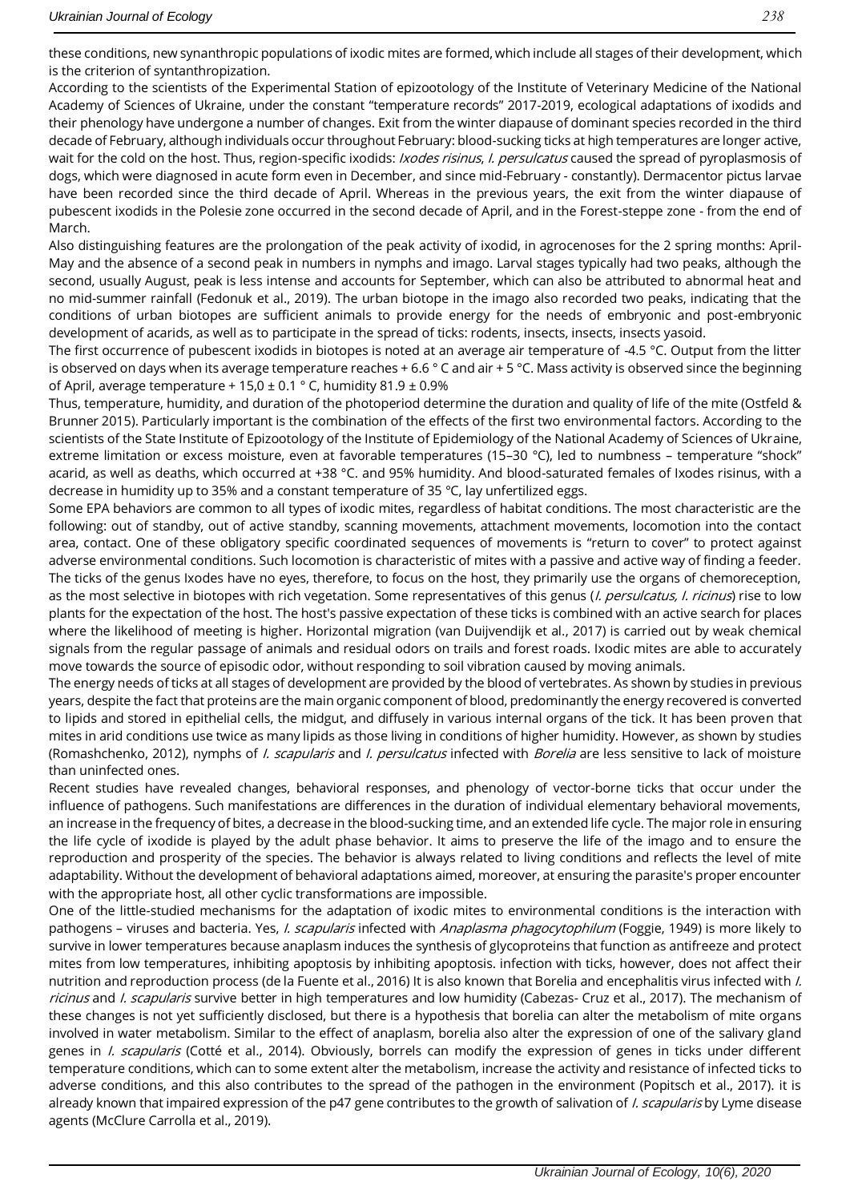these conditions, new synanthropic populations of ixodic mites are formed, which include all stages of their development, which is the criterion of syntanthropization.

According to the scientists of the Experimental Station of epizootology of the Institute of Veterinary Medicine of the National Academy of Sciences of Ukraine, under the constant "temperature records" 2017-2019, ecological adaptations of ixodids and their phenology have undergone a number of changes. Exit from the winter diapause of dominant species recorded in the third decade of February, although individuals occur throughout February: blood-sucking ticks at high temperatures are longer active, wait for the cold on the host. Thus, region-specific ixodids: *Ixodes risinus*, *I. persulcatus* caused the spread of pyroplasmosis of dogs, which were diagnosed in acute form even in December, and since mid-February - constantly). Dermacentor pictus larvae have been recorded since the third decade of April. Whereas in the previous years, the exit from the winter diapause of pubescent ixodids in the Polesie zone occurred in the second decade of April, and in the Forest-steppe zone - from the end of March.

Also distinguishing features are the prolongation of the peak activity of ixodid, in agrocenoses for the 2 spring months: April-May and the absence of a second peak in numbers in nymphs and imago. Larval stages typically had two peaks, although the second, usually August, peak is less intense and accounts for September, which can also be attributed to abnormal heat and no mid-summer rainfall (Fedonuk et al., 2019). The urban biotope in the imago also recorded two peaks, indicating that the conditions of urban biotopes are sufficient animals to provide energy for the needs of embryonic and post-embryonic development of acarids, as well as to participate in the spread of ticks: rodents, insects, insects, insects yasoid.

The first occurrence of pubescent ixodids in biotopes is noted at an average air temperature of -4.5 °C. Output from the litter is observed on days when its average temperature reaches + 6.6 ° C and air + 5 °C. Mass activity is observed since the beginning of April, average temperature + 15,0 ± 0.1 ° C, humidity 81.9 ± 0.9%

Thus, temperature, humidity, and duration of the photoperiod determine the duration and quality of life of the mite (Ostfeld & Brunner 2015). Particularly important is the combination of the effects of the first two environmental factors. According to the scientists of the State Institute of Epizootology of the Institute of Epidemiology of the National Academy of Sciences of Ukraine, extreme limitation or excess moisture, even at favorable temperatures (15–30 °C), led to numbness – temperature "shock" acarid, as well as deaths, which occurred at +38 °C. and 95% humidity. And blood-saturated females of Ixodes risinus, with a decrease in humidity up to 35% and a constant temperature of 35 °C, lay unfertilized eggs.

Some EPA behaviors are common to all types of ixodic mites, regardless of habitat conditions. The most characteristic are the following: out of standby, out of active standby, scanning movements, attachment movements, locomotion into the contact area, contact. One of these obligatory specific coordinated sequences of movements is "return to cover" to protect against adverse environmental conditions. Such locomotion is characteristic of mites with a passive and active way of finding a feeder. The ticks of the genus Ixodes have no eyes, therefore, to focus on the host, they primarily use the organs of chemoreception, as the most selective in biotopes with rich vegetation. Some representatives of this genus (*I. persulcatus, I. ricinus*) rise to low plants for the expectation of the host. The host's passive expectation of these ticks is combined with an active search for places where the likelihood of meeting is higher. Horizontal migration (van Duijvendijk et al., 2017) is carried out by weak chemical signals from the regular passage of animals and residual odors on trails and forest roads. Ixodic mites are able to accurately move towards the source of episodic odor, without responding to soil vibration caused by moving animals.

The energy needs of ticks at all stages of development are provided by the blood of vertebrates. As shown by studies in previous years, despite the fact that proteins are the main organic component of blood, predominantly the energy recovered is converted to lipids and stored in epithelial cells, the midgut, and diffusely in various internal organs of the tick. It has been proven that mites in arid conditions use twice as many lipids as those living in conditions of higher humidity. However, as shown by studies (Romashchenko, 2012), nymphs of *I. scapularis* and *I. persulcatus* infected with *Borelia* are less sensitive to lack of moisture than uninfected ones.

Recent studies have revealed changes, behavioral responses, and phenology of vector-borne ticks that occur under the influence of pathogens. Such manifestations are differences in the duration of individual elementary behavioral movements, an increase in the frequency of bites, a decrease in the blood-sucking time, and an extended life cycle. The major role in ensuring the life cycle of ixodide is played by the adult phase behavior. It aims to preserve the life of the imago and to ensure the reproduction and prosperity of the species. The behavior is always related to living conditions and reflects the level of mite adaptability. Without the development of behavioral adaptations aimed, moreover, at ensuring the parasite's proper encounter with the appropriate host, all other cyclic transformations are impossible.

One of the little-studied mechanisms for the adaptation of ixodic mites to environmental conditions is the interaction with pathogens – viruses and bacteria. Yes, *I. scapularis* infected with *Anaplasma phagocytophilum* (Foggie, 1949) is more likely to survive in lower temperatures because anaplasm induces the synthesis of glycoproteins that function as antifreeze and protect mites from low temperatures, inhibiting apoptosis by inhibiting apoptosis. infection with ticks, however, does not affect their nutrition and reproduction process (de la Fuente et al., 2016) It is also known that Borelia and encephalitis virus infected with *I. ricinus* and *I. scapularis* survive better in high temperatures and low humidity (Cabezas- Cruz et al., 2017). The mechanism of these changes is not yet sufficiently disclosed, but there is a hypothesis that borelia can alter the metabolism of mite organs involved in water metabolism. Similar to the effect of anaplasm, borelia also alter the expression of one of the salivary gland genes in *I. scapularis* (Cotté et al., 2014). Obviously, borrels can modify the expression of genes in ticks under different temperature conditions, which can to some extent alter the metabolism, increase the activity and resistance of infected ticks to adverse conditions, and this also contributes to the spread of the pathogen in the environment (Popitsch et al., 2017). it is already known that impaired expression of the p47 gene contributes to the growth of salivation of *I. scapularis* by Lyme disease agents (McClure Carrolla et al., 2019).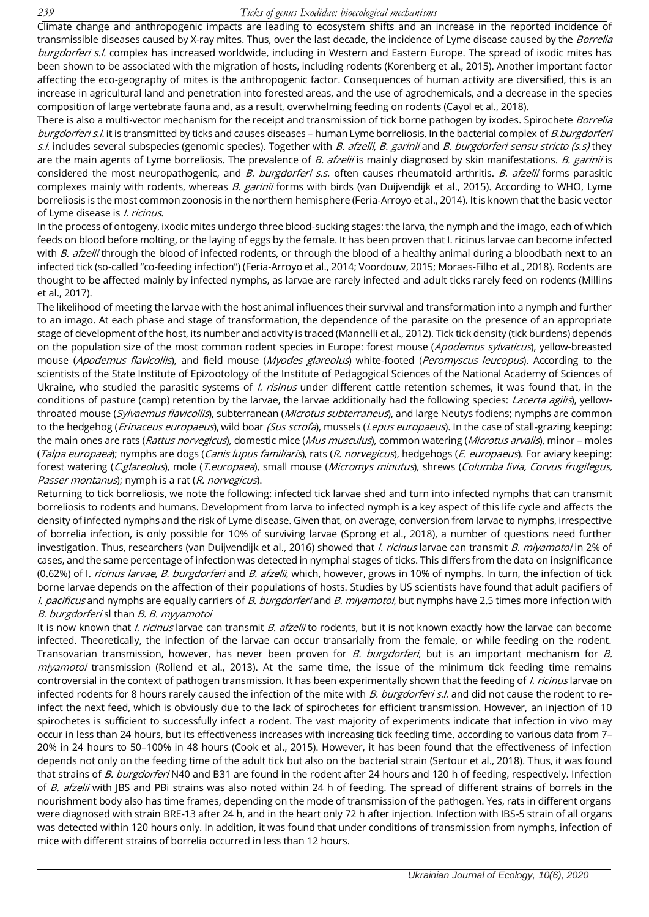Climate change and anthropogenic impacts are leading to ecosystem shifts and an increase in the reported incidence of transmissible diseases caused by X-ray mites. Thus, over the last decade, the incidence of Lyme disease caused by the *Borrelia burgdorferi s.l.* complex has increased worldwide, including in Western and Eastern Europe. The spread of ixodic mites has been shown to be associated with the migration of hosts, including rodents (Korenberg et al., 2015). Another important factor affecting the eco-geography of mites is the anthropogenic factor. Consequences of human activity are diversified, this is an increase in agricultural land and penetration into forested areas, and the use of agrochemicals, and a decrease in the species composition of large vertebrate fauna and, as a result, overwhelming feeding on rodents (Cayol et al., 2018).

There is also a multi-vector mechanism for the receipt and transmission of tick borne pathogen by ixodes. Spirochete *Borrelia burgdorferi s.l.* it is transmitted by ticks and causes diseases – human Lyme borreliosis. In the bacterial complex of *B.burgdorferi s.l.* includes several subspecies (genomic species). Together with *B. afzelii*, *B. garinii* and *B. burgdorferi sensu stricto (s.s)* they are the main agents of Lyme borreliosis. The prevalence of *B. afzelii* is mainly diagnosed by skin manifestations. *B. garinii* is considered the most neuropathogenic, and *B. burgdorferi s.s.* often causes rheumatoid arthritis. *B. afzelii* forms parasitic complexes mainly with rodents, whereas *B. garinii* forms with birds (van Duijvendijk et al., 2015). According to WHO, Lyme borreliosis is the most common zoonosis in the northern hemisphere (Feria-Arroyo et al., 2014). It is known that the basic vector of Lyme disease is *I. ricinus*.

In the process of ontogeny, ixodic mites undergo three blood-sucking stages: the larva, the nymph and the imago, each of which feeds on blood before molting, or the laying of eggs by the female. It has been proven that I. ricinus larvae can become infected with *B. afzelii* through the blood of infected rodents, or through the blood of a healthy animal during a bloodbath next to an infected tick (so-called "co-feeding infection") (Feria-Arroyo et al., 2014; Voordouw, 2015; Moraes-Filho et al., 2018). Rodents are thought to be affected mainly by infected nymphs, as larvae are rarely infected and adult ticks rarely feed on rodents (Millins et al., 2017).

The likelihood of meeting the larvae with the host animal influences their survival and transformation into a nymph and further to an imago. At each phase and stage of transformation, the dependence of the parasite on the presence of an appropriate stage of development of the host, its number and activity is traced (Mannelli et al., 2012). Tick tick density (tick burdens) depends on the population size of the most common rodent species in Europe: forest mouse (*Apodemus sylvaticus*), yellow-breasted mouse (*Apodemus flavicollis*), and field mouse (*Myodes glareolus*) white-footed (*Peromyscus leucopus*). According to the scientists of the State Institute of Epizootology of the Institute of Pedagogical Sciences of the National Academy of Sciences of Ukraine, who studied the parasitic systems of *I. risinus* under different cattle retention schemes, it was found that, in the conditions of pasture (camp) retention by the larvae, the larvae additionally had the following species: *Lacerta agilis*), yellow-throated mouse (*Sylvaemus flavicollis*), subterranean (*Microtus subterraneus*), and large Neutys fodiens; nymphs are common to the hedgehog (*Erinaceus europaeus*), wild boar *(Sus scrofa*), mussels (*Lepus europaeus*). In the case of stall-grazing keeping: the main ones are rats (*Rattus norvegicus*), domestic mice (*Mus musculus*), common watering (*Microtus arvalis*), minor – moles (*Talpa europaea*); nymphs are dogs (*Canis lupus familiaris*), rats (*R. norvegicus*), hedgehogs (*E. europaeus*). For aviary keeping: forest watering (*C.glareolus*), mole (*T.europaea*), small mouse (*Micromys minutus*), shrews (*Columba livia, Corvus frugilegus, Passer montanus*); nymph is a rat (*R. norvegicus*).

Returning to tick borreliosis, we note the following: infected tick larvae shed and turn into infected nymphs that can transmit borreliosis to rodents and humans. Development from larva to infected nymph is a key aspect of this life cycle and affects the density of infected nymphs and the risk of Lyme disease. Given that, on average, conversion from larvae to nymphs, irrespective of borrelia infection, is only possible for 10% of surviving larvae (Sprong et al., 2018), a number of questions need further investigation. Thus, researchers (van Duijvendijk et al., 2016) showed that *I. ricinus* larvae can transmit *B. miyamotoi* in 2% of cases, and the same percentage of infection was detected in nymphal stages of ticks. This differs from the data on insignificance (0.62%) of I. *ricinus larvae*, *B. burgdorferi* and *B. afzelii*, which, however, grows in 10% of nymphs. In turn, the infection of tick borne larvae depends on the affection of their populations of hosts. Studies by US scientists have found that adult pacifiers of *I. pacificus* and nymphs are equally carriers of *B. burgdorferi* and *B. miyamotoi*, but nymphs have 2.5 times more infection with *B. burgdorferi* sl than *B. B. myyamotoi*

It is now known that *I. ricinus* larvae can transmit *B. afzelii* to rodents, but it is not known exactly how the larvae can become infected. Theoretically, the infection of the larvae can occur transarially from the female, or while feeding on the rodent. Transovarian transmission, however, has never been proven for *B. burgdorferi*, but is an important mechanism for *B. miyamotoi* transmission (Rollend et al., 2013). At the same time, the issue of the minimum tick feeding time remains controversial in the context of pathogen transmission. It has been experimentally shown that the feeding of *I. ricinus* larvae on infected rodents for 8 hours rarely caused the infection of the mite with *B. burgdorferi s.l.* and did not cause the rodent to re-infect the next feed, which is obviously due to the lack of spirochetes for efficient transmission. However, an injection of 10 spirochetes is sufficient to successfully infect a rodent. The vast majority of experiments indicate that infection in vivo may occur in less than 24 hours, but its effectiveness increases with increasing tick feeding time, according to various data from 7–20% in 24 hours to 50–100% in 48 hours (Cook et al., 2015). However, it has been found that the effectiveness of infection depends not only on the feeding time of the adult tick but also on the bacterial strain (Sertour et al., 2018). Thus, it was found that strains of *B. burgdorferi* N40 and B31 are found in the rodent after 24 hours and 120 h of feeding, respectively. Infection of *B. afzelii* with JBS and PBi strains was also noted within 24 h of feeding. The spread of different strains of borrels in the nourishment body also has time frames, depending on the mode of transmission of the pathogen. Yes, rats in different organs were diagnosed with strain BRE-13 after 24 h, and in the heart only 72 h after injection. Infection with IBS-5 strain of all organs was detected within 120 hours only. In addition, it was found that under conditions of transmission from nymphs, infection of mice with different strains of borrelia occurred in less than 12 hours.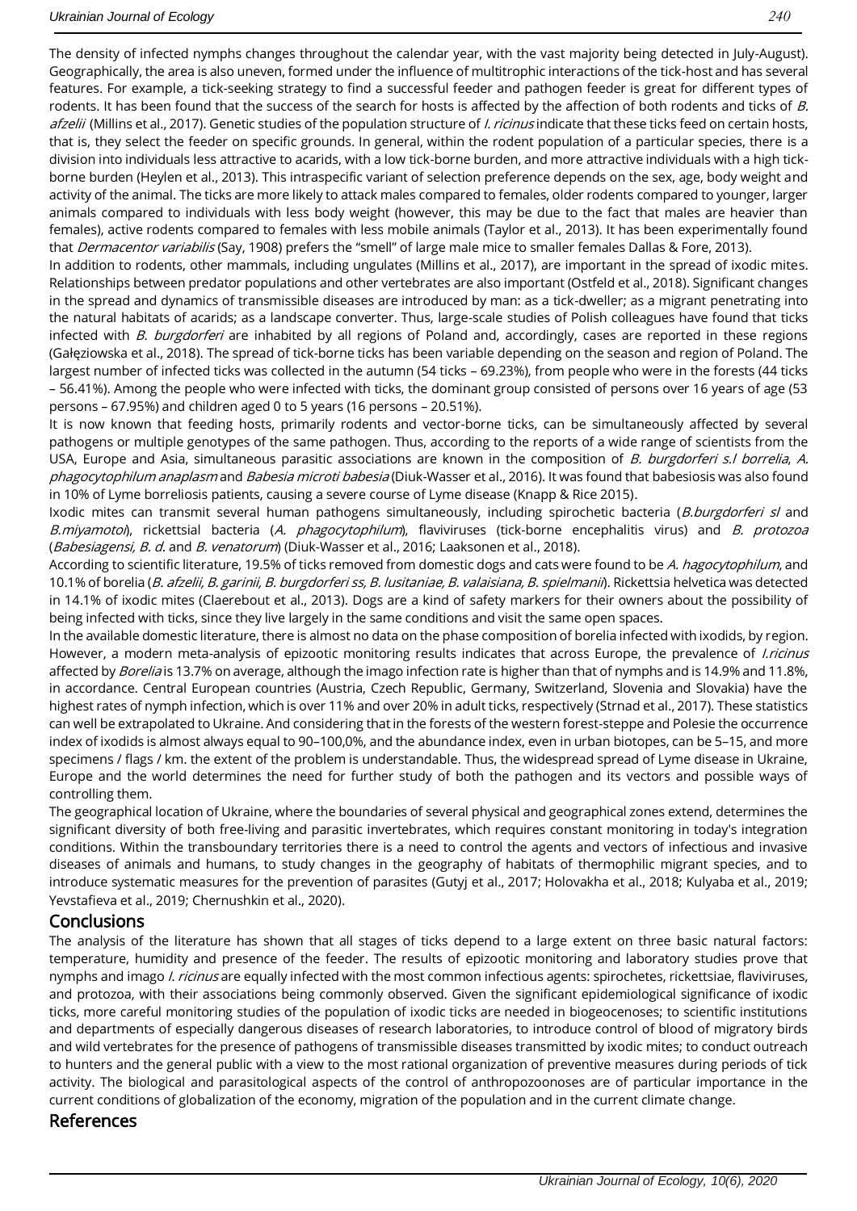The density of infected nymphs changes throughout the calendar year, with the vast majority being detected in July-August). Geographically, the area is also uneven, formed under the influence of multitrophic interactions of the tick-host and has several features. For example, a tick-seeking strategy to find a successful feeder and pathogen feeder is great for different types of rodents. It has been found that the success of the search for hosts is affected by the affection of both rodents and ticks of *B. afzelii* (Millins et al., 2017). Genetic studies of the population structure of *I. ricinus* indicate that these ticks feed on certain hosts, that is, they select the feeder on specific grounds. In general, within the rodent population of a particular species, there is a division into individuals less attractive to acarids, with a low tick-borne burden, and more attractive individuals with a high tick-borne burden (Heylen et al., 2013). This intraspecific variant of selection preference depends on the sex, age, body weight and activity of the animal. The ticks are more likely to attack males compared to females, older rodents compared to younger, larger animals compared to individuals with less body weight (however, this may be due to the fact that males are heavier than females), active rodents compared to females with less mobile animals (Taylor et al., 2013). It has been experimentally found that *Dermacentor variabilis* (Say, 1908) prefers the "smell" of large male mice to smaller females Dallas & Fore, 2013).

In addition to rodents, other mammals, including ungulates (Millins et al., 2017), are important in the spread of ixodic mites. Relationships between predator populations and other vertebrates are also important (Ostfeld et al., 2018). Significant changes in the spread and dynamics of transmissible diseases are introduced by man: as a tick-dweller; as a migrant penetrating into the natural habitats of acarids; as a landscape converter. Thus, large-scale studies of Polish colleagues have found that ticks infected with *B. burgdorferi* are inhabited by all regions of Poland and, accordingly, cases are reported in these regions (Gałęziowska et al., 2018). The spread of tick-borne ticks has been variable depending on the season and region of Poland. The largest number of infected ticks was collected in the autumn (54 ticks – 69.23%), from people who were in the forests (44 ticks – 56.41%). Among the people who were infected with ticks, the dominant group consisted of persons over 16 years of age (53 persons – 67.95%) and children aged 0 to 5 years (16 persons – 20.51%).

It is now known that feeding hosts, primarily rodents and vector-borne ticks, can be simultaneously affected by several pathogens or multiple genotypes of the same pathogen. Thus, according to the reports of a wide range of scientists from the USA, Europe and Asia, simultaneous parasitic associations are known in the composition of *B. burgdorferi s.l borrelia*, *A. phagocytophilum anaplasm* and *Babesia microti babesia* (Diuk-Wasser et al., 2016). It was found that babesiosis was also found in 10% of Lyme borreliosis patients, causing a severe course of Lyme disease (Knapp & Rice 2015).

Ixodic mites can transmit several human pathogens simultaneously, including spirochetic bacteria (*B.burgdorferi sl* and *B.miyamotoi*), rickettsial bacteria (*A. phagocytophilum*), flaviviruses (tick-borne encephalitis virus) and *B. protozoa* (*Babesiagensi, B. d.* and *B. venatorum*) (Diuk-Wasser et al., 2016; Laaksonen et al., 2018).

According to scientific literature, 19.5% of ticks removed from domestic dogs and cats were found to be *A. hagocytophilum*, and 10.1% of borelia (*B. afzelii, B. garinii, B. burgdorferi ss, B. lusitaniae, B. valaisiana, B. spielmanii*). Rickettsia helvetica was detected in 14.1% of ixodic mites (Claerebout et al., 2013). Dogs are a kind of safety markers for their owners about the possibility of being infected with ticks, since they live largely in the same conditions and visit the same open spaces.

In the available domestic literature, there is almost no data on the phase composition of borelia infected with ixodids, by region. However, a modern meta-analysis of epizootic monitoring results indicates that across Europe, the prevalence of *I.ricinus* affected by *Borelia* is 13.7% on average, although the imago infection rate is higher than that of nymphs and is 14.9% and 11.8%, in accordance. Central European countries (Austria, Czech Republic, Germany, Switzerland, Slovenia and Slovakia) have the highest rates of nymph infection, which is over 11% and over 20% in adult ticks, respectively (Strnad et al., 2017). These statistics can well be extrapolated to Ukraine. And considering that in the forests of the western forest-steppe and Polesie the occurrence index of ixodids is almost always equal to 90–100,0%, and the abundance index, even in urban biotopes, can be 5–15, and more specimens / flags / km. the extent of the problem is understandable. Thus, the widespread spread of Lyme disease in Ukraine, Europe and the world determines the need for further study of both the pathogen and its vectors and possible ways of controlling them.

The geographical location of Ukraine, where the boundaries of several physical and geographical zones extend, determines the significant diversity of both free-living and parasitic invertebrates, which requires constant monitoring in today's integration conditions. Within the transboundary territories there is a need to control the agents and vectors of infectious and invasive diseases of animals and humans, to study changes in the geography of habitats of thermophilic migrant species, and to introduce systematic measures for the prevention of parasites (Gutyj et al., 2017; Holovakha et al., 2018; Kulyaba et al., 2019; Yevstafieva et al., 2019; Chernushkin et al., 2020).

## Conclusions

The analysis of the literature has shown that all stages of ticks depend to a large extent on three basic natural factors: temperature, humidity and presence of the feeder. The results of epizootic monitoring and laboratory studies prove that nymphs and imago *I. ricinus* are equally infected with the most common infectious agents: spirochetes, rickettsiae, flaviviruses, and protozoa, with their associations being commonly observed. Given the significant epidemiological significance of ixodic ticks, more careful monitoring studies of the population of ixodic ticks are needed in biogeocenoses; to scientific institutions and departments of especially dangerous diseases of research laboratories, to introduce control of blood of migratory birds and wild vertebrates for the presence of pathogens of transmissible diseases transmitted by ixodic mites; to conduct outreach to hunters and the general public with a view to the most rational organization of preventive measures during periods of tick activity. The biological and parasitological aspects of the control of anthropozoonoses are of particular importance in the current conditions of globalization of the economy, migration of the population and in the current climate change.

## References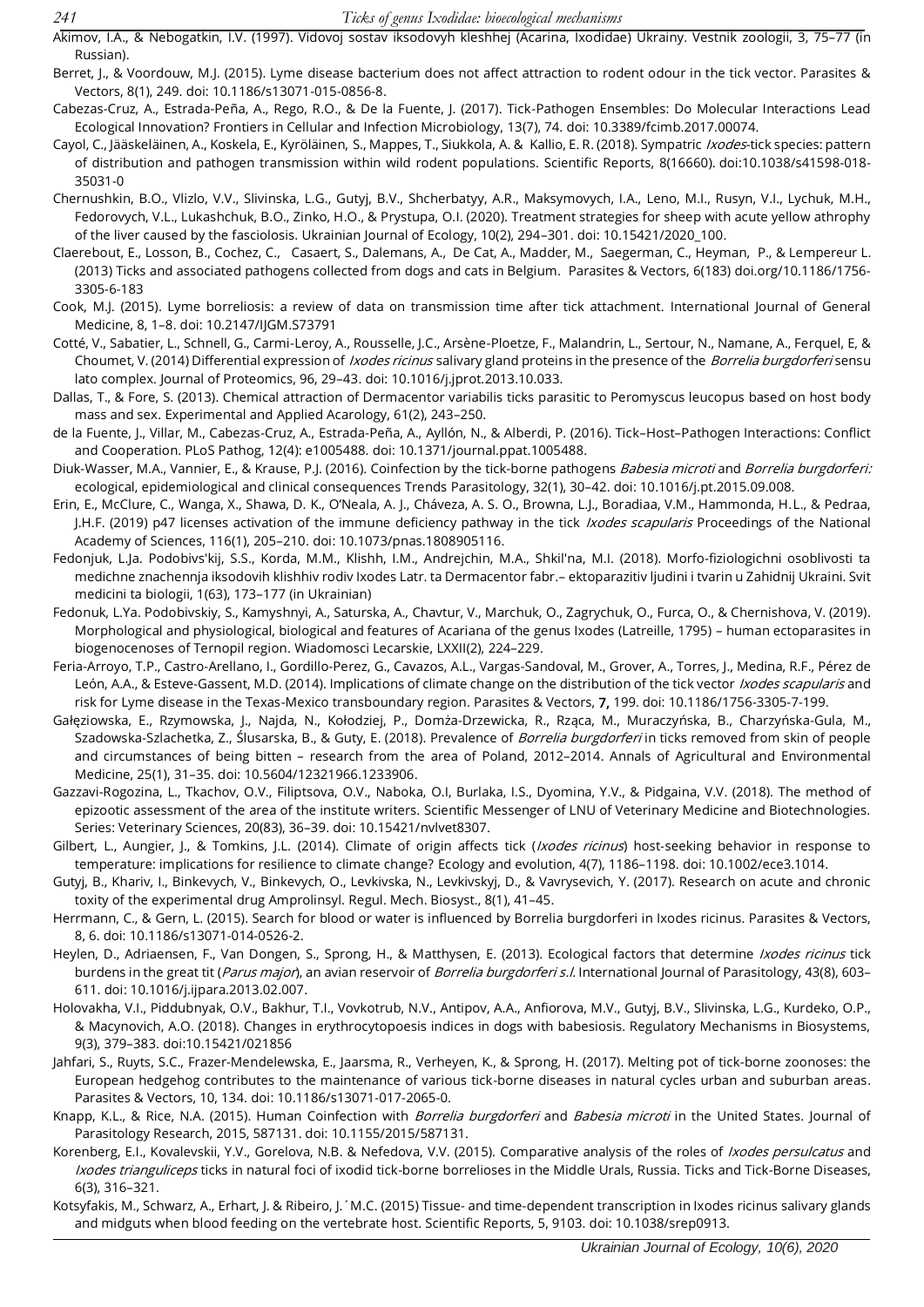Akimov, I.A., & Nebogatkin, I.V. (1997). Vidovoj sostav iksodovyh kleshhej (Acarina, Ixodidae) Ukrainy. Vestnik zoologii, 3, 75–77 (in Russian).

Berret, J., & Voordouw, M.J. (2015). Lyme disease bacterium does not affect attraction to rodent odour in the tick vector. Parasites & Vectors, 8(1), 249. doi: 10.1186/s13071-015-0856-8.

Cabezas-Cruz, A., Estrada-Peña, A., Rego, R.O., & De la Fuente, J. (2017). Tick-Pathogen Ensembles: Do Molecular Interactions Lead Ecological Innovation? Frontiers in Cellular and Infection Microbiology, 13(7), 74. doi: 10.3389/fcimb.2017.00074.

Cayol, C., Jääskeläinen, A., Koskela, E., Kyröläinen, S., Mappes, T., Siukkola, A. & Kallio, E. R. (2018). Sympatric *Ixodes*-tick species: pattern of distribution and pathogen transmission within wild rodent populations. Scientific Reports, 8(16660). doi:10.1038/s41598-018-35031-0

Chernushkin, B.O., Vlizlo, V.V., Slivinska, L.G., Gutyj, B.V., Shcherbatyy, A.R., Maksymovych, I.A., Leno, M.I., Rusyn, V.I., Lychuk, M.H., Fedorovych, V.L., Lukashchuk, B.O., Zinko, H.O., & Prystupa, O.I. (2020). Treatment strategies for sheep with acute yellow athrophy of the liver caused by the fasciolosis. Ukrainian Journal of Ecology, 10(2), 294–301. doi: 10.15421/2020_100.

Claerebout, E., Losson, B., Cochez, C., Casaert, S., Dalemans, A., De Cat, A., Madder, M., Saegerman, C., Heyman, P., & Lempereur L. (2013) Ticks and associated pathogens collected from dogs and cats in Belgium. Parasites & Vectors, 6(183) doi.org/10.1186/1756-3305-6-183

Cook, M.J. (2015). Lyme borreliosis: a review of data on transmission time after tick attachment. International Journal of General Medicine, 8, 1–8. doi: 10.2147/IJGM.S73791

Cotté, V., Sabatier, L., Schnell, G., Carmi-Leroy, A., Rousselle, J.C., Arsène-Ploetze, F., Malandrin, L., Sertour, N., Namane, A., Ferquel, E, & Choumet, V. (2014) Differential expression of *Ixodes ricinus* salivary gland proteins in the presence of the *Borrelia burgdorferi* sensu lato complex. Journal of Proteomics, 96, 29–43. doi: 10.1016/j.jprot.2013.10.033.

Dallas, T., & Fore, S. (2013). Chemical attraction of Dermacentor variabilis ticks parasitic to Peromyscus leucopus based on host body mass and sex. Experimental and Applied Acarology, 61(2), 243–250.

de la Fuente, J., Villar, M., Cabezas-Cruz, A., Estrada-Peña, A., Ayllón, N., & Alberdi, P. (2016). Tick–Host–Pathogen Interactions: Conflict and Cooperation. PLoS Pathog, 12(4): e1005488. doi: 10.1371/journal.ppat.1005488.

Diuk-Wasser, M.A., Vannier, E., & Krause, P.J. (2016). Coinfection by the tick-borne pathogens *Babesia microti* and *Borrelia burgdorferi:* ecological, epidemiological and clinical consequences Trends Parasitology, 32(1), 30–42. doi: 10.1016/j.pt.2015.09.008.

Erin, E., McClure, C., Wanga, X., Shawa, D. K., O'Neala, A. J., Cháveza, A. S. O., Browna, L.J., Boradiaa, V.M., Hammonda, H.L., & Pedraa, J.H.F. (2019) p47 licenses activation of the immune deficiency pathway in the tick *Ixodes scapularis* Proceedings of the National Academy of Sciences, 116(1), 205–210. doi: 10.1073/pnas.1808905116.

Fedonjuk, L.Ja. Podobivs'kij, S.S., Korda, M.M., Klishh, I.M., Andrejchin, M.A., Shkil'na, M.I. (2018). Morfo-fiziologichni osoblivosti ta medichne znachennja iksodovih klishhiv rodiv Ixodes Latr. ta Dermacentor fabr.– ektoparazitiv ljudini i tvarin u Zahidnij Ukraini. Svit medicini ta biologii, 1(63), 173–177 (in Ukrainian)

Fedonuk, L.Ya. Podobivskiy, S., Kamyshnyi, A., Saturska, A., Chavtur, V., Marchuk, O., Zagrychuk, O., Furca, O., & Chernishova, V. (2019). Morphological and physiological, biological and features of Acariana of the genus Ixodes (Latreille, 1795) – human ectoparasites in biogenocenoses of Ternopil region. Wiadomosci Lecarskie, LXXII(2), 224–229.

Feria-Arroyo, T.P., Castro-Arellano, I., Gordillo-Perez, G., Cavazos, A.L., Vargas-Sandoval, M., Grover, A., Torres, J., Medina, R.F., Pérez de León, A.A., & Esteve-Gassent, M.D. (2014). Implications of climate change on the distribution of the tick vector *Ixodes scapularis* and risk for Lyme disease in the Texas-Mexico transboundary region. Parasites & Vectors, **7,** 199. doi: 10.1186/1756-3305-7-199.

Gałęziowska, E., Rzymowska, J., Najda, N., Kołodziej, P., Domża-Drzewicka, R., Rząca, M., Muraczyńska, B., Charzyńska-Gula, M., Szadowska-Szlachetka, Z., Ślusarska, B., & Guty, E. (2018). Prevalence of *Borrelia burgdorferi* in ticks removed from skin of people and circumstances of being bitten – research from the area of Poland, 2012–2014. Annals of Agricultural and Environmental Medicine, 25(1), 31–35. doi: 10.5604/12321966.1233906.

Gazzavi-Rogozina, L., Tkachov, O.V., Filiptsova, O.V., Naboka, O.I, Burlaka, I.S., Dyomina, Y.V., & Pidgaina, V.V. (2018). The method of epizootic assessment of the area of the institute writers. Scientific Messenger of LNU of Veterinary Medicine and Biotechnologies. Series: Veterinary Sciences, 20(83), 36–39. doi: 10.15421/nvlvet8307.

Gilbert, L., Aungier, J., & Tomkins, J.L. (2014). Climate of origin affects tick (*Ixodes ricinus*) host-seeking behavior in response to temperature: implications for resilience to climate change? Ecology and evolution, 4(7), 1186–1198. doi: 10.1002/ece3.1014.

Gutyj, B., Khariv, I., Binkevych, V., Binkevych, O., Levkivska, N., Levkivskyj, D., & Vavrysevich, Y. (2017). Research on acute and chronic toxity of the experimental drug Amprolinsyl. Regul. Mech. Biosyst., 8(1), 41–45.

Herrmann, C., & Gern, L. (2015). Search for blood or water is influenced by Borrelia burgdorferi in Ixodes ricinus. Parasites & Vectors, 8, 6. doi: 10.1186/s13071-014-0526-2.

Heylen, D., Adriaensen, F., Van Dongen, S., Sprong, H., & Matthysen, E. (2013). Ecological factors that determine *Ixodes ricinus* tick burdens in the great tit (*Parus major*), an avian reservoir of *Borrelia burgdorferi s.l.* International Journal of Parasitology, 43(8), 603–611. doi: 10.1016/j.ijpara.2013.02.007.

Holovakha, V.I., Piddubnyak, O.V., Bakhur, T.I., Vovkotrub, N.V., Antipov, A.A., Anfiorova, M.V., Gutyj, B.V., Slivinska, L.G., Kurdeko, O.P., & Macynovich, A.O. (2018). Changes in erythrocytopoesis indices in dogs with babesiosis. Regulatory Mechanisms in Biosystems, 9(3), 379–383. doi:10.15421/021856

Jahfari, S., Ruyts, S.C., Frazer-Mendelewska, E., Jaarsma, R., Verheyen, K., & Sprong, H. (2017). Melting pot of tick-borne zoonoses: the European hedgehog contributes to the maintenance of various tick-borne diseases in natural cycles urban and suburban areas. Parasites & Vectors, 10, 134. doi: 10.1186/s13071-017-2065-0.

Knapp, K.L., & Rice, N.A. (2015). Human Coinfection with *Borrelia burgdorferi* and *Babesia microti* in the United States. Journal of Parasitology Research, 2015, 587131. doi: 10.1155/2015/587131.

Korenberg, E.I., Kovalevskii, Y.V., Gorelova, N.B. & Nefedova, V.V. (2015). Comparative analysis of the roles of *Ixodes persulcatus* and *Ixodes trianguliceps* ticks in natural foci of ixodid tick-borne borrelioses in the Middle Urals, Russia. Ticks and Tick-Borne Diseases, 6(3), 316–321.

Kotsyfakis, M., Schwarz, A., Erhart, J. & Ribeiro, J.´M.C. (2015) Tissue- and time-dependent transcription in Ixodes ricinus salivary glands and midguts when blood feeding on the vertebrate host. Scientific Reports, 5, 9103. doi: 10.1038/srep0913.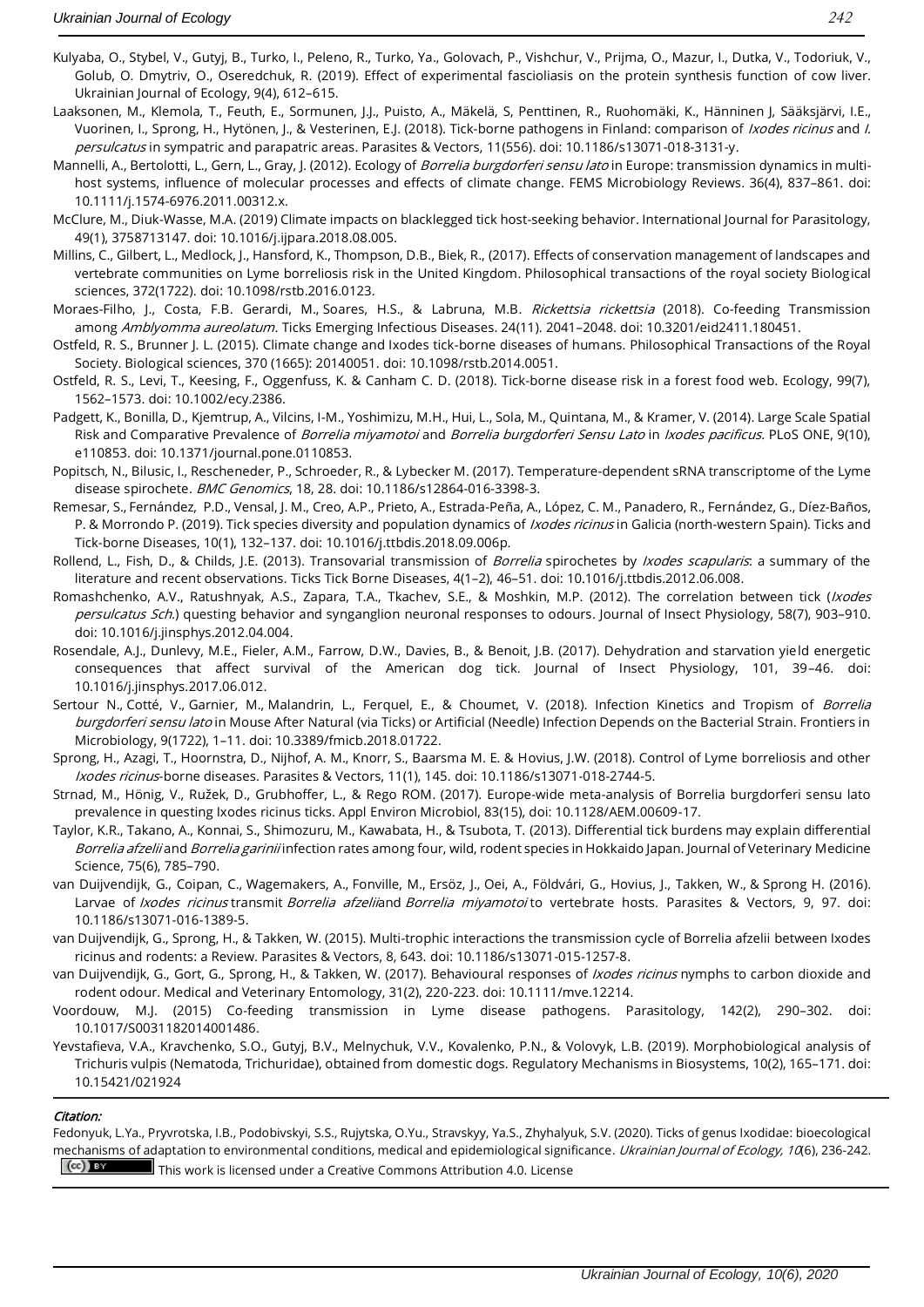Kulyaba, O., Stybel, V., Gutyj, B., Turko, I., Peleno, R., Turko, Ya., Golovach, P., Vishchur, V., Prijma, O., Mazur, I., Dutka, V., Todoriuk, V., Golub, O. Dmytriv, O., Oseredchuk, R. (2019). Effect of experimental fascioliasis on the protein synthesis function of cow liver. Ukrainian Journal of Ecology, 9(4), 612–615.

Laaksonen, M., Klemola, T., Feuth, E., Sormunen, J.J., Puisto, A., Mäkelä, S, Penttinen, R., Ruohomäki, K., Hänninen J, Sääksjärvi, I.E., Vuorinen, I., Sprong, H., Hytönen, J., & Vesterinen, E.J. (2018). Tick-borne pathogens in Finland: comparison of *Ixodes ricinus* and *I. persulcatus* in sympatric and parapatric areas. Parasites & Vectors, 11(556). doi: 10.1186/s13071-018-3131-y.

Mannelli, A., Bertolotti, L., Gern, L., Gray, J. (2012). Ecology of *Borrelia burgdorferi sensu lato* in Europe: transmission dynamics in multi-host systems, influence of molecular processes and effects of climate change. FEMS Microbiology Reviews. 36(4), 837–861. doi: 10.1111/j.1574-6976.2011.00312.x.

McClure, M., Diuk-Wasse, M.A. (2019) Climate impacts on blacklegged tick host-seeking behavior. International Journal for Parasitology, 49(1), 3758713147. doi: 10.1016/j.ijpara.2018.08.005.

Millins, C., Gilbert, L., Medlock, J., Hansford, K., Thompson, D.B., Biek, R., (2017). Effects of conservation management of landscapes and vertebrate communities on Lyme borreliosis risk in the United Kingdom. Philosophical transactions of the royal society Biological sciences, 372(1722). doi: 10.1098/rstb.2016.0123.

Moraes-Filho, J., Costa, F.B. Gerardi, M., Soares, H.S., & Labruna, M.B. *Rickettsia rickettsia* (2018). Co-feeding Transmission among *Amblyomma aureolatum*. Ticks Emerging Infectious Diseases. 24(11). 2041–2048. doi: 10.3201/eid2411.180451.

Ostfeld, R. S., Brunner J. L. (2015). Climate change and Ixodes tick-borne diseases of humans. Philosophical Transactions of the Royal Society. Biological sciences, 370 (1665): 20140051. doi: 10.1098/rstb.2014.0051.

Ostfeld, R. S., Levi, T., Keesing, F., Oggenfuss, K. & Canham C. D. (2018). Tick-borne disease risk in a forest food web. Ecology, 99(7), 1562–1573. doi: 10.1002/ecy.2386.

Padgett, K., Bonilla, D., Kjemtrup, A., Vilcins, I-M., Yoshimizu, M.H., Hui, L., Sola, M., Quintana, M., & Kramer, V. (2014). Large Scale Spatial Risk and Comparative Prevalence of *Borrelia miyamotoi* and *Borrelia burgdorferi Sensu Lato* in *Ixodes pacificus*. PLoS ONE, 9(10), e110853. doi: 10.1371/journal.pone.0110853.

Popitsch, N., Bilusic, I., Rescheneder, P., Schroeder, R., & Lybecker M. (2017). Temperature-dependent sRNA transcriptome of the Lyme disease spirochete. *BMC Genomics*, 18, 28. doi: 10.1186/s12864-016-3398-3.

Remesar, S., Fernández, P.D., Vensal, J. M., Creo, A.P., Prieto, A., Estrada-Peña, A., López, C. M., Panadero, R., Fernández, G., Díez-Baños, P. & Morrondo P. (2019). Tick species diversity and population dynamics of *Ixodes ricinus* in Galicia (north-western Spain). Ticks and Tick-borne Diseases, 10(1), 132–137. doi: 10.1016/j.ttbdis.2018.09.006p.

Rollend, L., Fish, D., & Childs, J.E. (2013). Transovarial transmission of *Borrelia* spirochetes by *Ixodes scapularis*: a summary of the literature and recent observations. Ticks Tick Borne Diseases, 4(1–2), 46–51. doi: 10.1016/j.ttbdis.2012.06.008.

Romashchenko, A.V., Ratushnyak, A.S., Zapara, T.A., Tkachev, S.E., & Moshkin, M.P. (2012). The correlation between tick (*Ixodes persulcatus Sch.*) questing behavior and synganglion neuronal responses to odours. Journal of Insect Physiology, 58(7), 903–910. doi: 10.1016/j.jinsphys.2012.04.004.

Rosendale, A.J., Dunlevy, M.E., Fieler, A.M., Farrow, D.W., Davies, B., & Benoit, J.B. (2017). Dehydration and starvation yield energetic consequences that affect survival of the American dog tick. Journal of Insect Physiology, 101, 39–46. doi: 10.1016/j.jinsphys.2017.06.012.

Sertour N., Cotté, V., Garnier, M., Malandrin, L., Ferquel, E., & Choumet, V. (2018). Infection Kinetics and Tropism of *Borrelia burgdorferi sensu lato* in Mouse After Natural (via Ticks) or Artificial (Needle) Infection Depends on the Bacterial Strain. Frontiers in Microbiology, 9(1722), 1–11. doi: 10.3389/fmicb.2018.01722.

Sprong, H., Azagi, T., Hoornstra, D., Nijhof, A. M., Knorr, S., Baarsma M. E. & Hovius, J.W. (2018). Control of Lyme borreliosis and other *Ixodes ricinus*-borne diseases. Parasites & Vectors, 11(1), 145. doi: 10.1186/s13071-018-2744-5.

Strnad, M., Hönig, V., Ružek, D., Grubhoffer, L., & Rego ROM. (2017). Europe-wide meta-analysis of Borrelia burgdorferi sensu lato prevalence in questing Ixodes ricinus ticks. Appl Environ Microbiol, 83(15), doi: 10.1128/AEM.00609-17.

Taylor, K.R., Takano, A., Konnai, S., Shimozuru, M., Kawabata, H., & Tsubota, T. (2013). Differential tick burdens may explain differential *Borrelia afzelii* and *Borrelia garinii* infection rates among four, wild, rodent species in Hokkaido Japan. Journal of Veterinary Medicine Science, 75(6), 785–790.

van Duijvendijk, G., Coipan, C., Wagemakers, A., Fonville, M., Ersöz, J., Oei, A., Földvári, G., Hovius, J., Takken, W., & Sprong H. (2016). Larvae of *Ixodes ricinus* transmit *Borrelia afzelii* and *Borrelia miyamotoi* to vertebrate hosts. Parasites & Vectors, 9, 97. doi: 10.1186/s13071-016-1389-5.

van Duijvendijk, G., Sprong, H., & Takken, W. (2015). Multi-trophic interactions the transmission cycle of Borrelia afzelii between Ixodes ricinus and rodents: a Review. Parasites & Vectors, 8, 643. doi: 10.1186/s13071-015-1257-8.

van Duijvendijk, G., Gort, G., Sprong, H., & Takken, W. (2017). Behavioural responses of *Ixodes ricinus* nymphs to carbon dioxide and rodent odour. Medical and Veterinary Entomology, 31(2), 220-223. doi: 10.1111/mve.12214.

Voordouw, M.J. (2015) Co-feeding transmission in Lyme disease pathogens. Parasitology, 142(2), 290–302. doi: 10.1017/S0031182014001486.

Yevstafieva, V.A., Kravchenko, S.O., Gutyj, B.V., Melnychuk, V.V., Kovalenko, P.N., & Volovyk, L.B. (2019). Morphobiological analysis of Trichuris vulpis (Nematoda, Trichuridae), obtained from domestic dogs. Regulatory Mechanisms in Biosystems, 10(2), 165–171. doi: 10.15421/021924

***Citation:***

Fedonyuk, L.Ya., Pryvrotska, I.B., Podobivskyi, S.S., Rujytska, O.Yu., Stravskyy, Ya.S., Zhyhalyuk, S.V. (2020). Ticks of genus Ixodidae: bioecological mechanisms of adaptation to environmental conditions, medical and epidemiological significance. *Ukrainian Journal of Ecology, 10*(6), 236-242.

This work is licensed under a Creative Commons Attribution 4.0. License